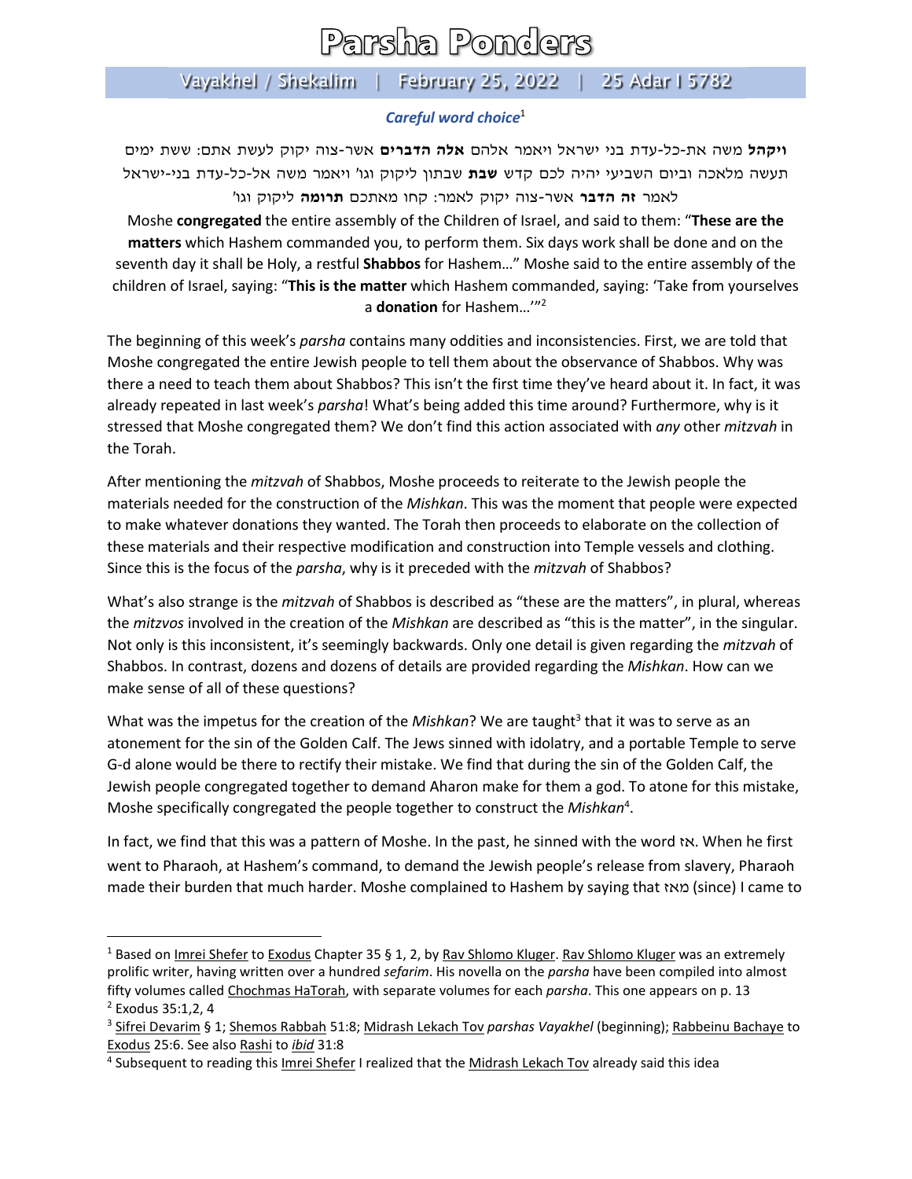# Parsha Ponders

## Vayakhel / Shekalim | February 25, 2022 | 25 Adar I 5782

### *Careful word choice*[1]

**ויקהל** משה את-כל-עדת בני ישראל ויאמר אלהם **אלה הדברים** אשר-צוה יקוק לעשת אתם: ששת ימים תעשה מלאכה וביום השביעי יהיה לכם קדש **שבת** שבתון ליקוק וגו' ויאמר משה אל-כל-עדת בני-ישראל לאמר **זה הדבר** אשר-צוה יקוק לאמר: קחו מאתכם **תרומה** ליקוק וגו'

Moshe **congregated** the entire assembly of the Children of Israel, and said to them: "**These are the matters** which Hashem commanded you, to perform them. Six days work shall be done and on the seventh day it shall be Holy, a restful **Shabbos** for Hashem…" Moshe said to the entire assembly of the children of Israel, saying: "**This is the matter** which Hashem commanded, saying: 'Take from yourselves a **donation** for Hashem…'"[2]

The beginning of this week's *parsha* contains many oddities and inconsistencies. First, we are told that Moshe congregated the entire Jewish people to tell them about the observance of Shabbos. Why was there a need to teach them about Shabbos? This isn't the first time they've heard about it. In fact, it was already repeated in last week's *parsha*! What's being added this time around? Furthermore, why is it stressed that Moshe congregated them? We don't find this action associated with *any* other *mitzvah* in the Torah.

After mentioning the *mitzvah* of Shabbos, Moshe proceeds to reiterate to the Jewish people the materials needed for the construction of the *Mishkan*. This was the moment that people were expected to make whatever donations they wanted. The Torah then proceeds to elaborate on the collection of these materials and their respective modification and construction into Temple vessels and clothing. Since this is the focus of the *parsha*, why is it preceded with the *mitzvah* of Shabbos?

What's also strange is the *mitzvah* of Shabbos is described as "these are the matters", in plural, whereas the *mitzvos* involved in the creation of the *Mishkan* are described as "this is the matter", in the singular. Not only is this inconsistent, it's seemingly backwards. Only one detail is given regarding the *mitzvah* of Shabbos. In contrast, dozens and dozens of details are provided regarding the *Mishkan*. How can we make sense of all of these questions?

What was the impetus for the creation of the *Mishkan*? We are taught[3] that it was to serve as an atonement for the sin of the Golden Calf. The Jews sinned with idolatry, and a portable Temple to serve G-d alone would be there to rectify their mistake. We find that during the sin of the Golden Calf, the Jewish people congregated together to demand Aharon make for them a god. To atone for this mistake, Moshe specifically congregated the people together to construct the *Mishkan*[4].

In fact, we find that this was a pattern of Moshe. In the past, he sinned with the word אז. When he first went to Pharaoh, at Hashem's command, to demand the Jewish people's release from slavery, Pharaoh made their burden that much harder. Moshe complained to Hashem by saying that מאז (since) I came to

---

[1] Based on Imrei Shefer to Exodus Chapter 35 § 1, 2, by Rav Shlomo Kluger. Rav Shlomo Kluger was an extremely prolific writer, having written over a hundred *sefarim*. His novella on the *parsha* have been compiled into almost fifty volumes called Chochmas HaTorah, with separate volumes for each *parsha*. This one appears on p. 13

[2] Exodus 35:1,2, 4

[3] Sifrei Devarim § 1; Shemos Rabbah 51:8; Midrash Lekach Tov *parshas Vayakhel* (beginning); Rabbeinu Bachaye to Exodus 25:6. See also Rashi to *ibid* 31:8

[4] Subsequent to reading this Imrei Shefer I realized that the Midrash Lekach Tov already said this idea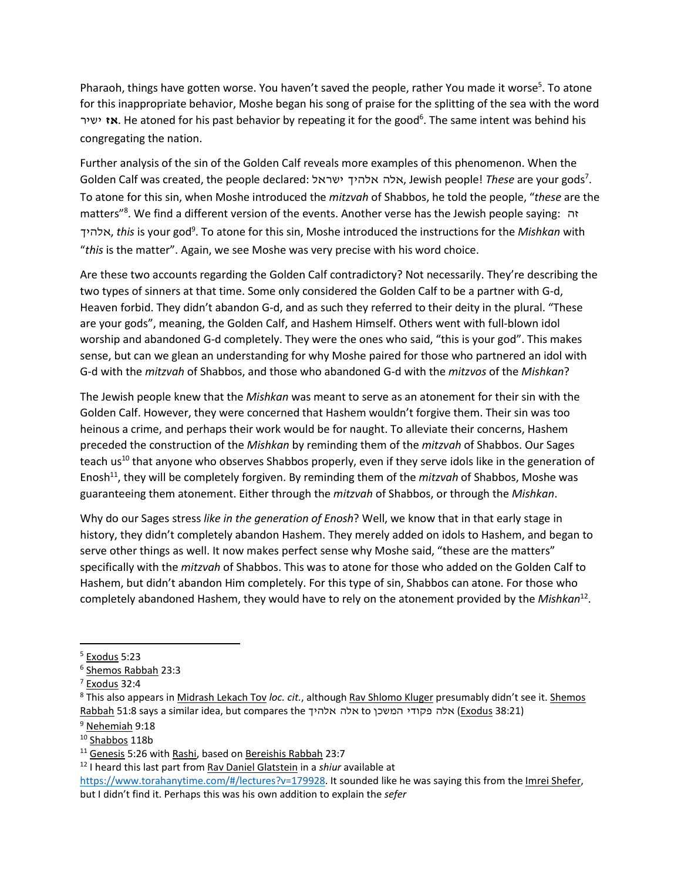Pharaoh, things have gotten worse. You haven't saved the people, rather You made it worse[5]. To atone for this inappropriate behavior, Moshe began his song of praise for the splitting of the sea with the word **אז** ישיר. He atoned for his past behavior by repeating it for the good[6]. The same intent was behind his congregating the nation.

Further analysis of the sin of the Golden Calf reveals more examples of this phenomenon. When the Golden Calf was created, the people declared: אלה אלהיך ישראל, Jewish people! *These* are your gods[7]. To atone for this sin, when Moshe introduced the *mitzvah* of Shabbos, he told the people, "*these* are the matters"[8]. We find a different version of the events. Another verse has the Jewish people saying: זה אלהיך, *this* is your god[9]. To atone for this sin, Moshe introduced the instructions for the *Mishkan* with "*this* is the matter". Again, we see Moshe was very precise with his word choice.

Are these two accounts regarding the Golden Calf contradictory? Not necessarily. They're describing the two types of sinners at that time. Some only considered the Golden Calf to be a partner with G-d, Heaven forbid. They didn't abandon G-d, and as such they referred to their deity in the plural. "These are your gods", meaning, the Golden Calf, and Hashem Himself. Others went with full-blown idol worship and abandoned G-d completely. They were the ones who said, "this is your god". This makes sense, but can we glean an understanding for why Moshe paired for those who partnered an idol with G-d with the *mitzvah* of Shabbos, and those who abandoned G-d with the *mitzvos* of the *Mishkan*?

The Jewish people knew that the *Mishkan* was meant to serve as an atonement for their sin with the Golden Calf. However, they were concerned that Hashem wouldn't forgive them. Their sin was too heinous a crime, and perhaps their work would be for naught. To alleviate their concerns, Hashem preceded the construction of the *Mishkan* by reminding them of the *mitzvah* of Shabbos. Our Sages teach us[10] that anyone who observes Shabbos properly, even if they serve idols like in the generation of Enosh[11], they will be completely forgiven. By reminding them of the *mitzvah* of Shabbos, Moshe was guaranteeing them atonement. Either through the *mitzvah* of Shabbos, or through the *Mishkan*.

Why do our Sages stress *like in the generation of Enosh*? Well, we know that in that early stage in history, they didn't completely abandon Hashem. They merely added on idols to Hashem, and began to serve other things as well. It now makes perfect sense why Moshe said, "these are the matters" specifically with the *mitzvah* of Shabbos. This was to atone for those who added on the Golden Calf to Hashem, but didn't abandon Him completely. For this type of sin, Shabbos can atone. For those who completely abandoned Hashem, they would have to rely on the atonement provided by the *Mishkan*[12].

---

[5] Exodus 5:23

[6] Shemos Rabbah 23:3

[7] Exodus 32:4

[8] This also appears in Midrash Lekach Tov *loc. cit.*, although Rav Shlomo Kluger presumably didn't see it. Shemos Rabbah 51:8 says a similar idea, but compares the אלה אלהיך to אלה פקודי המשכן (Exodus 38:21)

[9] Nehemiah 9:18

[10] Shabbos 118b

[11] Genesis 5:26 with Rashi, based on Bereishis Rabbah 23:7

[12] I heard this last part from Rav Daniel Glatstein in a *shiur* available at https://www.torahanytime.com/#/lectures?v=179928. It sounded like he was saying this from the Imrei Shefer, but I didn't find it. Perhaps this was his own addition to explain the *sefer*